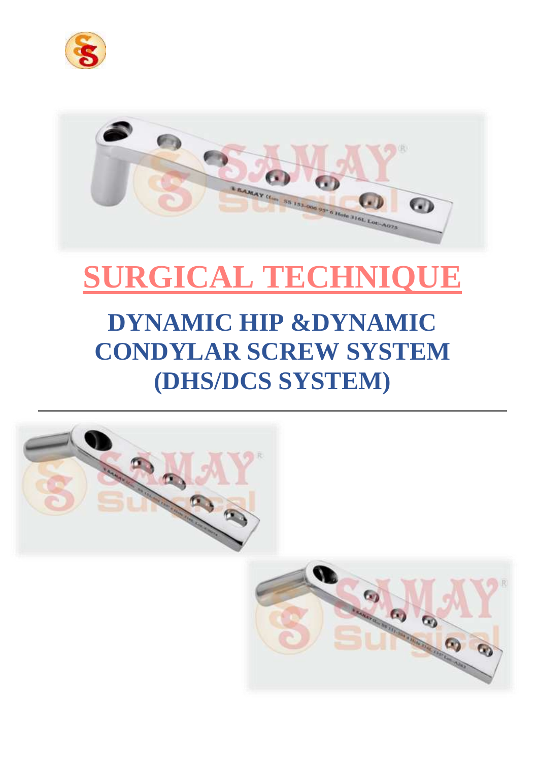# SURGICAL TECHNIQUE

## DYNAMIC HIP &DYNAMIC CONDYLAR SCREW SYSTEM (DHS/DCS SYSTEM)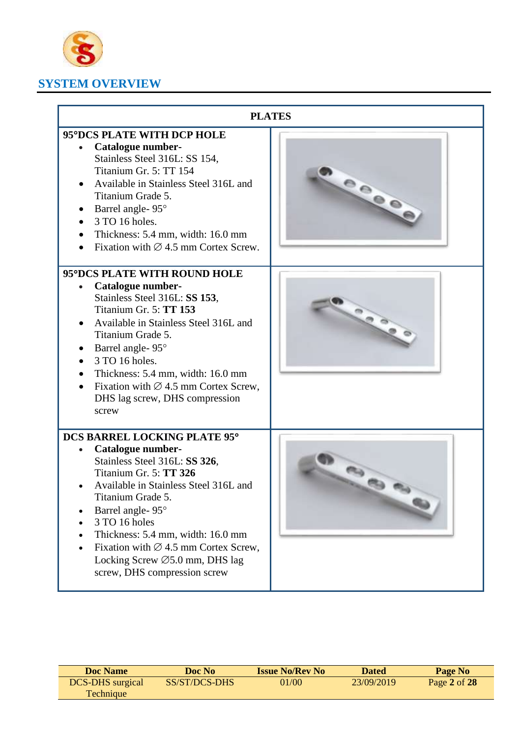## SYSTEM OVERVIEW

| PLATES | |
|---|---|
| **95°DCS PLATE WITH DCP HOLE**<br>• **Catalogue number-** Stainless Steel 316L: SS 154, Titanium Gr. 5: TT 154<br>• Available in Stainless Steel 316L and Titanium Grade 5.<br>• Barrel angle- 95°<br>• 3 TO 16 holes.<br>• Thickness: 5.4 mm, width: 16.0 mm<br>• Fixation with ∅ 4.5 mm Cortex Screw. | |
| **95°DCS PLATE WITH ROUND HOLE**<br>• **Catalogue number-** Stainless Steel 316L: **SS 153**, Titanium Gr. 5: **TT 153**<br>• Available in Stainless Steel 316L and Titanium Grade 5.<br>• Barrel angle- 95°<br>• 3 TO 16 holes.<br>• Thickness: 5.4 mm, width: 16.0 mm<br>• Fixation with ∅ 4.5 mm Cortex Screw, DHS lag screw, DHS compression screw | |
| **DCS BARREL LOCKING PLATE 95°**<br>• **Catalogue number-** Stainless Steel 316L: **SS 326**, Titanium Gr. 5: **TT 326**<br>• Available in Stainless Steel 316L and Titanium Grade 5.<br>• Barrel angle- 95°<br>• 3 TO 16 holes<br>• Thickness: 5.4 mm, width: 16.0 mm<br>• Fixation with ∅ 4.5 mm Cortex Screw, Locking Screw ∅5.0 mm, DHS lag screw, DHS compression screw | |

| Doc Name | Doc No | Issue No/Rev No | Dated | Page No |
|---|---|---|---|---|
| DCS-DHS surgical Technique | SS/ST/DCS-DHS | 01/00 | 23/09/2019 | Page **2** of **28** |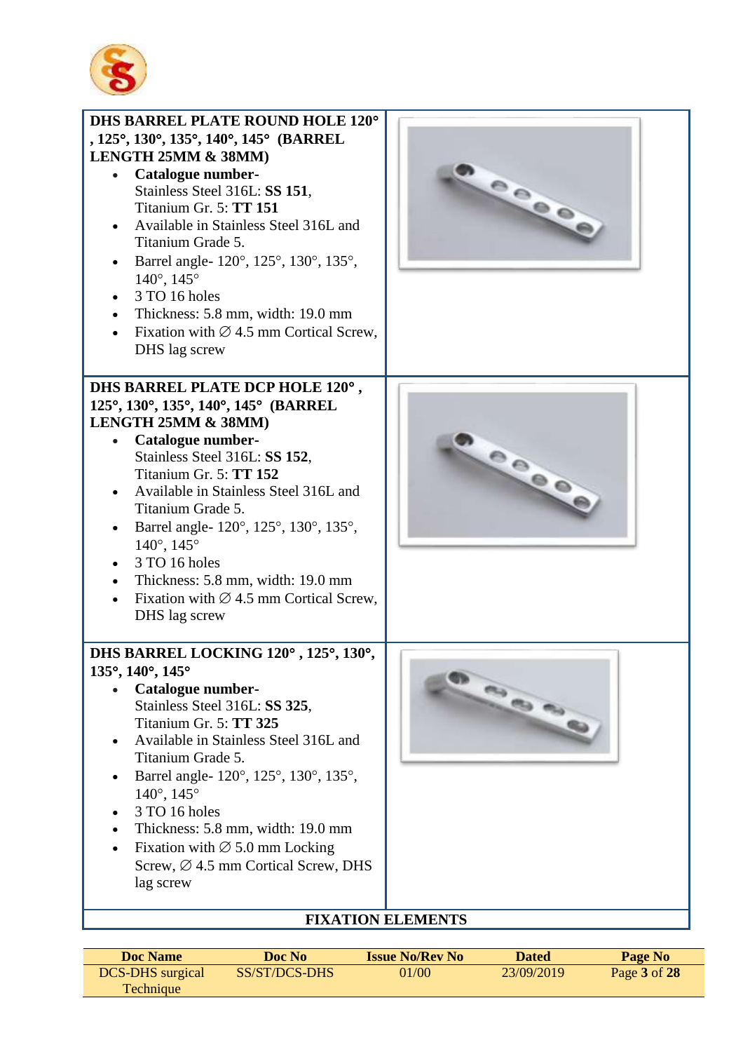### DHS BARREL PLATE ROUND HOLE 120°, 125°, 130°, 135°, 140°, 145° (BARREL LENGTH 25MM & 38MM)

- **Catalogue number-**
  Stainless Steel 316L: **SS 151**,
  Titanium Gr. 5: **TT 151**
- Available in Stainless Steel 316L and Titanium Grade 5.
- Barrel angle- 120°, 125°, 130°, 135°, 140°, 145°
- 3 TO 16 holes
- Thickness: 5.8 mm, width: 19.0 mm
- Fixation with ∅ 4.5 mm Cortical Screw, DHS lag screw

### DHS BARREL PLATE DCP HOLE 120°, 125°, 130°, 135°, 140°, 145° (BARREL LENGTH 25MM & 38MM)

- **Catalogue number-**
  Stainless Steel 316L: **SS 152**,
  Titanium Gr. 5: **TT 152**
- Available in Stainless Steel 316L and Titanium Grade 5.
- Barrel angle- 120°, 125°, 130°, 135°, 140°, 145°
- 3 TO 16 holes
- Thickness: 5.8 mm, width: 19.0 mm
- Fixation with ∅ 4.5 mm Cortical Screw, DHS lag screw

### DHS BARREL LOCKING 120°, 125°, 130°, 135°, 140°, 145°

- **Catalogue number-**
  Stainless Steel 316L: **SS 325**,
  Titanium Gr. 5: **TT 325**
- Available in Stainless Steel 316L and Titanium Grade 5.
- Barrel angle- 120°, 125°, 130°, 135°, 140°, 145°
- 3 TO 16 holes
- Thickness: 5.8 mm, width: 19.0 mm
- Fixation with ∅ 5.0 mm Locking Screw, ∅ 4.5 mm Cortical Screw, DHS lag screw

**FIXATION ELEMENTS**

| Doc Name | Doc No | Issue No/Rev No | Dated | Page No |
| --- | --- | --- | --- | --- |
| DCS-DHS surgical Technique | SS/ST/DCS-DHS | 01/00 | 23/09/2019 | Page **3** of **28** |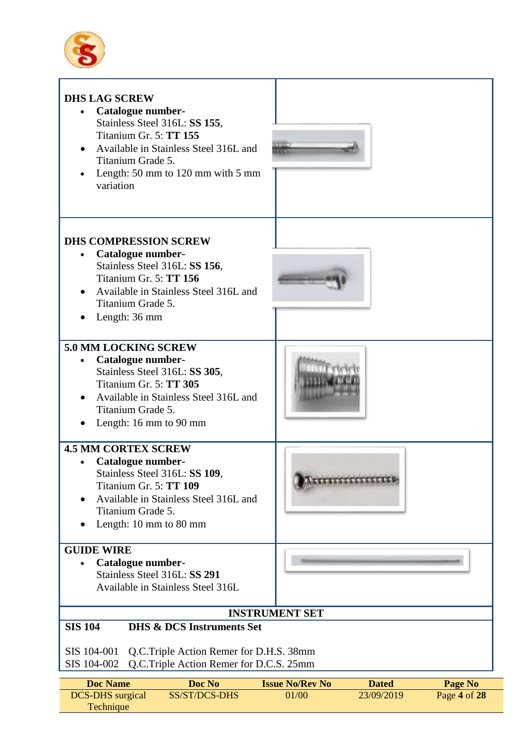**DHS LAG SCREW**

- **Catalogue number-**
  Stainless Steel 316L: **SS 155**,
  Titanium Gr. 5: **TT 155**
- Available in Stainless Steel 316L and Titanium Grade 5.
- Length: 50 mm to 120 mm with 5 mm variation

**DHS COMPRESSION SCREW**

- **Catalogue number-**
  Stainless Steel 316L: **SS 156**,
  Titanium Gr. 5: **TT 156**
- Available in Stainless Steel 316L and Titanium Grade 5.
- Length: 36 mm

**5.0 MM LOCKING SCREW**

- **Catalogue number-**
  Stainless Steel 316L: **SS 305**,
  Titanium Gr. 5: **TT 305**
- Available in Stainless Steel 316L and Titanium Grade 5.
- Length: 16 mm to 90 mm

**4.5 MM CORTEX SCREW**

- **Catalogue number-**
  Stainless Steel 316L: **SS 109**,
  Titanium Gr. 5: **TT 109**
- Available in Stainless Steel 316L and Titanium Grade 5.
- Length: 10 mm to 80 mm

**GUIDE WIRE**

- **Catalogue number-**
  Stainless Steel 316L: **SS 291**
  Available in Stainless Steel 316L

**INSTRUMENT SET**

| | |
|---|---|
| **SIS 104** | **DHS & DCS Instruments Set** |
| SIS 104-001 | Q.C.Triple Action Remer for D.H.S. 38mm |
| SIS 104-002 | Q.C.Triple Action Remer for D.C.S. 25mm |

| Doc Name | Doc No | Issue No/Rev No | Dated |
|---|---|---|---|
| DCS-DHS surgical Technique | SS/ST/DCS-DHS | 01/00 | 23/09/2019 |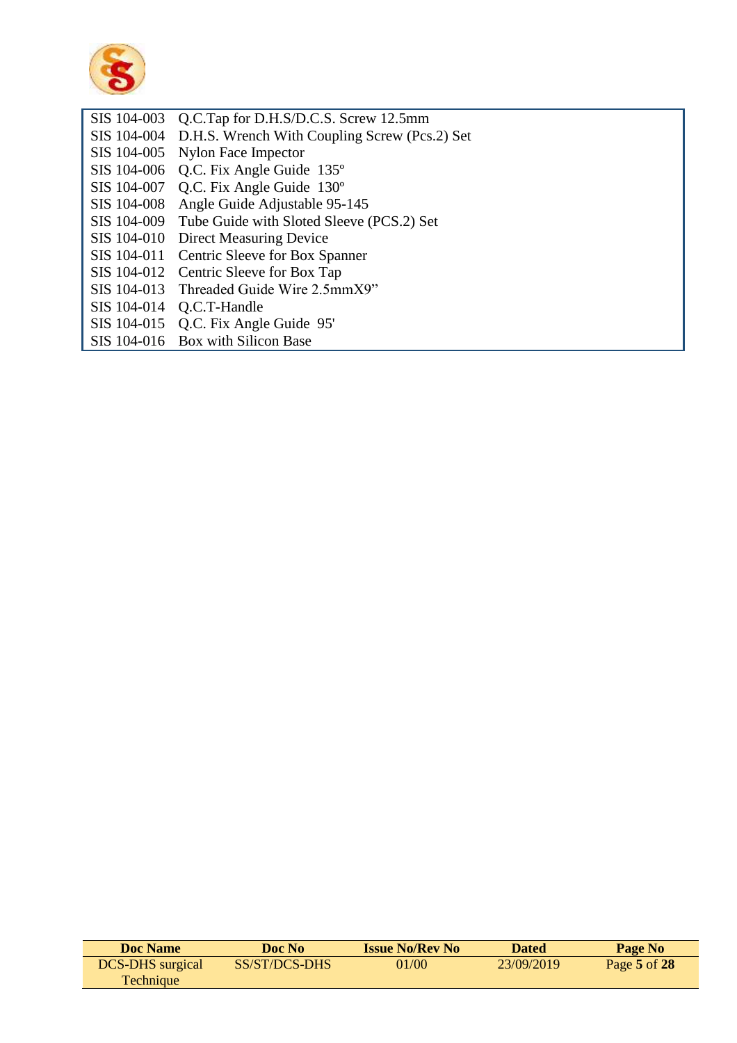| | |
|---|---|
| SIS 104-003 | Q.C.Tap for D.H.S/D.C.S. Screw 12.5mm |
| SIS 104-004 | D.H.S. Wrench With Coupling Screw (Pcs.2) Set |
| SIS 104-005 | Nylon Face Impector |
| SIS 104-006 | Q.C. Fix Angle Guide 135º |
| SIS 104-007 | Q.C. Fix Angle Guide 130º |
| SIS 104-008 | Angle Guide Adjustable 95-145 |
| SIS 104-009 | Tube Guide with Sloted Sleeve (PCS.2) Set |
| SIS 104-010 | Direct Measuring Device |
| SIS 104-011 | Centric Sleeve for Box Spanner |
| SIS 104-012 | Centric Sleeve for Box Tap |
| SIS 104-013 | Threaded Guide Wire 2.5mmX9" |
| SIS 104-014 | Q.C.T-Handle |
| SIS 104-015 | Q.C. Fix Angle Guide 95' |
| SIS 104-016 | Box with Silicon Base |

| Doc Name | Doc No | Issue No/Rev No | Dated | Page No |
|---|---|---|---|---|
| DCS-DHS surgical Technique | SS/ST/DCS-DHS | 01/00 | 23/09/2019 | Page **5** of **28** |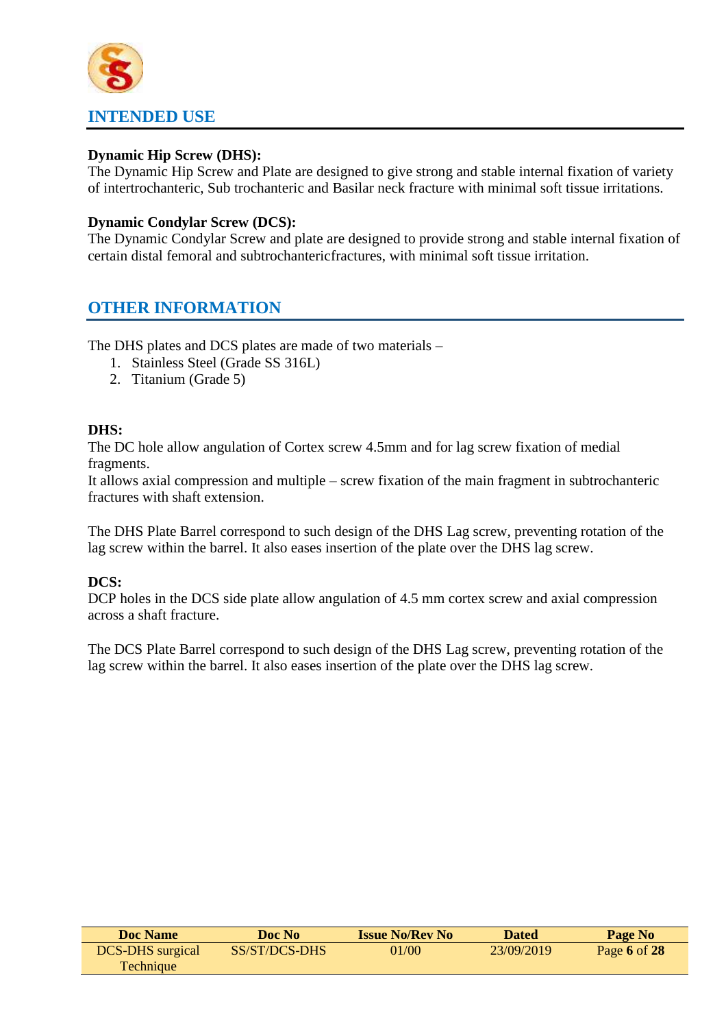## INTENDED USE

**Dynamic Hip Screw (DHS):**
The Dynamic Hip Screw and Plate are designed to give strong and stable internal fixation of variety of intertrochanteric, Sub trochanteric and Basilar neck fracture with minimal soft tissue irritations.

**Dynamic Condylar Screw (DCS):**
The Dynamic Condylar Screw and plate are designed to provide strong and stable internal fixation of certain distal femoral and subtrochantericfractures, with minimal soft tissue irritation.

## OTHER INFORMATION

The DHS plates and DCS plates are made of two materials –

1. Stainless Steel (Grade SS 316L)
2. Titanium (Grade 5)

**DHS:**
The DC hole allow angulation of Cortex screw 4.5mm and for lag screw fixation of medial fragments.
It allows axial compression and multiple – screw fixation of the main fragment in subtrochanteric fractures with shaft extension.

The DHS Plate Barrel correspond to such design of the DHS Lag screw, preventing rotation of the lag screw within the barrel. It also eases insertion of the plate over the DHS lag screw.

**DCS:**
DCP holes in the DCS side plate allow angulation of 4.5 mm cortex screw and axial compression across a shaft fracture.

The DCS Plate Barrel correspond to such design of the DHS Lag screw, preventing rotation of the lag screw within the barrel. It also eases insertion of the plate over the DHS lag screw.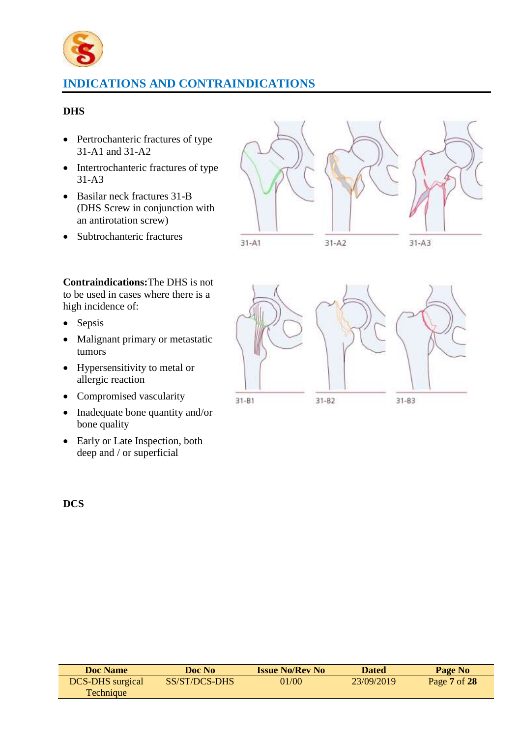## INDICATIONS AND CONTRAINDICATIONS

### DHS

- Pertrochanteric fractures of type 31-A1 and 31-A2
- Intertrochanteric fractures of type 31-A3
- Basilar neck fractures 31-B (DHS Screw in conjunction with an antirotation screw)
- Subtrochanteric fractures

31-A1 31-A2 31-A3

31-B1 31-B2 31-B3

**Contraindications:** The DHS is not to be used in cases where there is a high incidence of:

- Sepsis
- Malignant primary or metastatic tumors
- Hypersensitivity to metal or allergic reaction
- Compromised vascularity
- Inadequate bone quantity and/or bone quality
- Early or Late Inspection, both deep and / or superficial

### DCS

| Doc Name | Doc No | Issue No/Rev No | Dated | Page No |
|---|---|---|---|---|
| DCS-DHS surgical Technique | SS/ST/DCS-DHS | 01/00 | 23/09/2019 | Page **7** of **28** |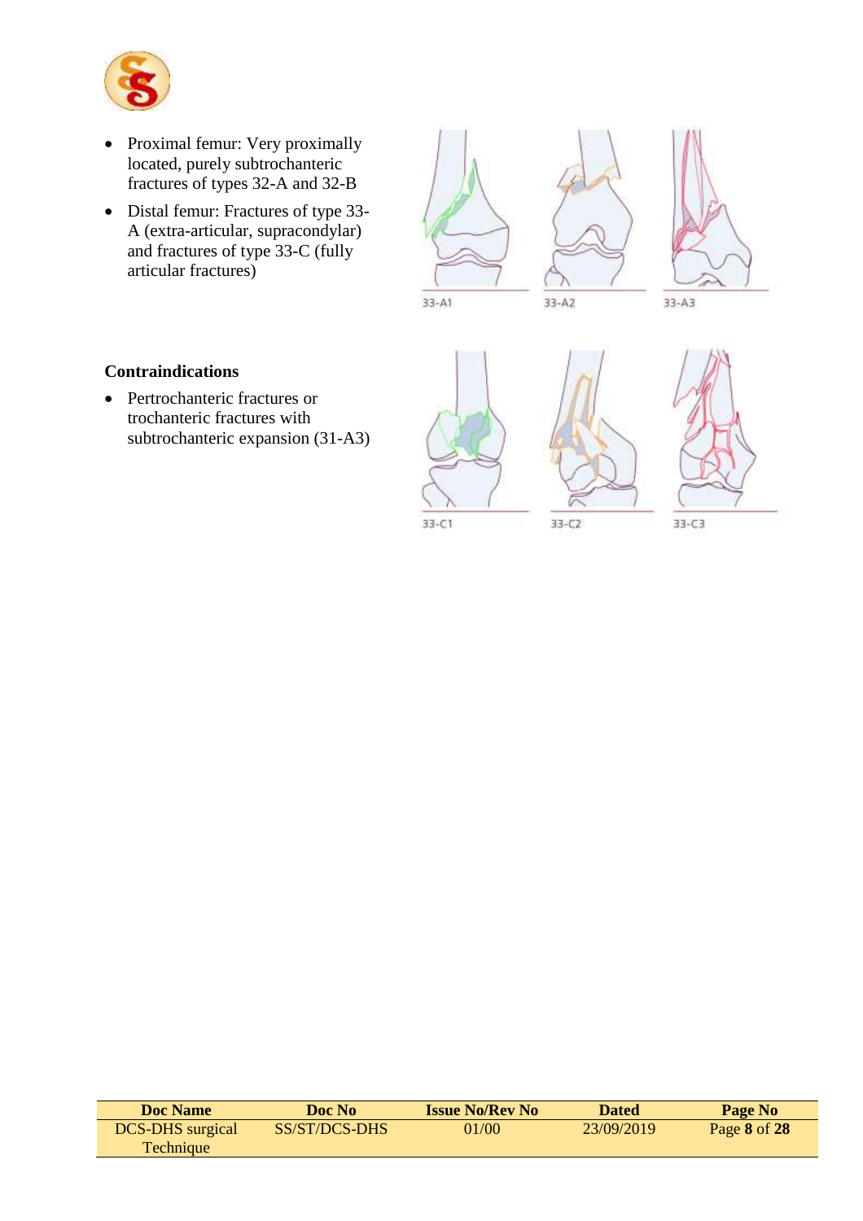- Proximal femur: Very proximally located, purely subtrochanteric fractures of types 32-A and 32-B
- Distal femur: Fractures of type 33-A (extra-articular, supracondylar) and fractures of type 33-C (fully articular fractures)

33-A1 33-A2 33-A3

33-C1 33-C2 33-C3

**Contraindications**

- Pertrochanteric fractures or trochanteric fractures with subtrochanteric expansion (31-A3)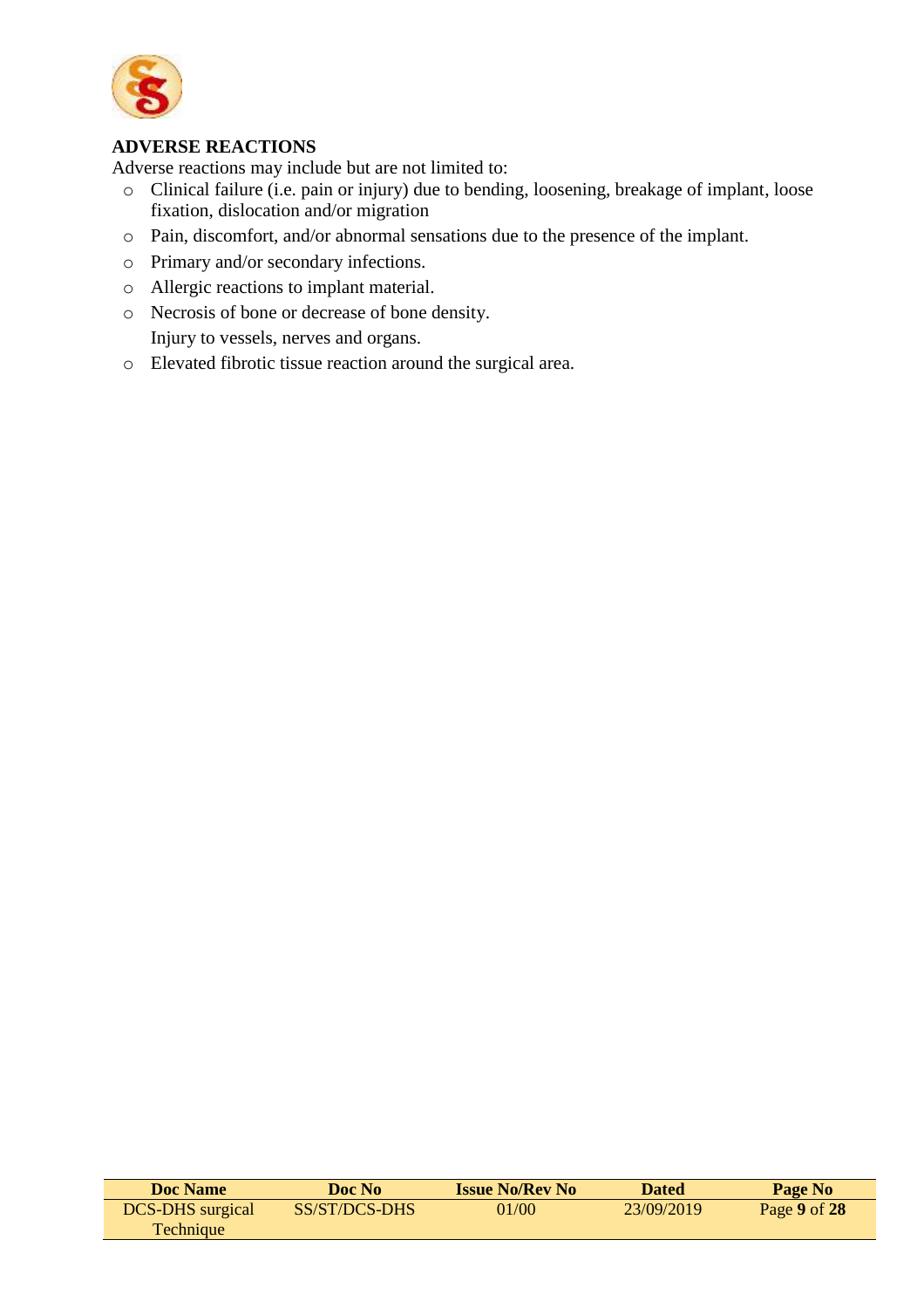## ADVERSE REACTIONS

Adverse reactions may include but are not limited to:

- Clinical failure (i.e. pain or injury) due to bending, loosening, breakage of implant, loose fixation, dislocation and/or migration
- Pain, discomfort, and/or abnormal sensations due to the presence of the implant.
- Primary and/or secondary infections.
- Allergic reactions to implant material.
- Necrosis of bone or decrease of bone density.
  Injury to vessels, nerves and organs.
- Elevated fibrotic tissue reaction around the surgical area.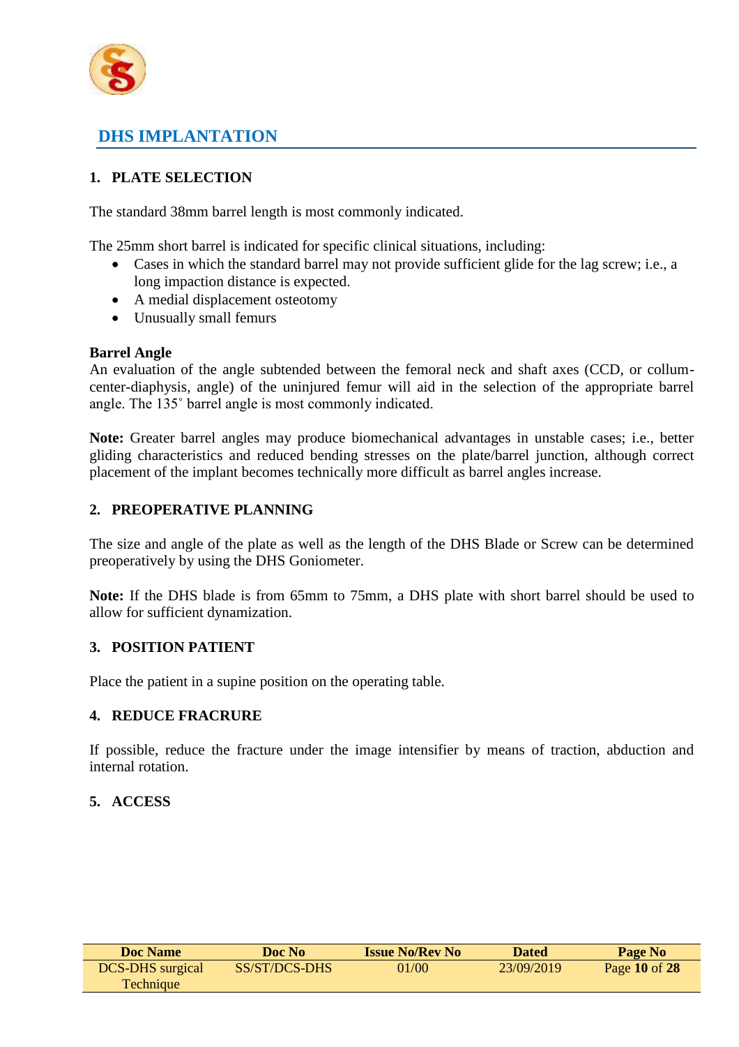# DHS IMPLANTATION

## 1. PLATE SELECTION

The standard 38mm barrel length is most commonly indicated.

The 25mm short barrel is indicated for specific clinical situations, including:

- Cases in which the standard barrel may not provide sufficient glide for the lag screw; i.e., a long impaction distance is expected.
- A medial displacement osteotomy
- Unusually small femurs

**Barrel Angle**

An evaluation of the angle subtended between the femoral neck and shaft axes (CCD, or collum-center-diaphysis, angle) of the uninjured femur will aid in the selection of the appropriate barrel angle. The 135˚ barrel angle is most commonly indicated.

**Note:** Greater barrel angles may produce biomechanical advantages in unstable cases; i.e., better gliding characteristics and reduced bending stresses on the plate/barrel junction, although correct placement of the implant becomes technically more difficult as barrel angles increase.

## 2. PREOPERATIVE PLANNING

The size and angle of the plate as well as the length of the DHS Blade or Screw can be determined preoperatively by using the DHS Goniometer.

**Note:** If the DHS blade is from 65mm to 75mm, a DHS plate with short barrel should be used to allow for sufficient dynamization.

## 3. POSITION PATIENT

Place the patient in a supine position on the operating table.

## 4. REDUCE FRACRURE

If possible, reduce the fracture under the image intensifier by means of traction, abduction and internal rotation.

## 5. ACCESS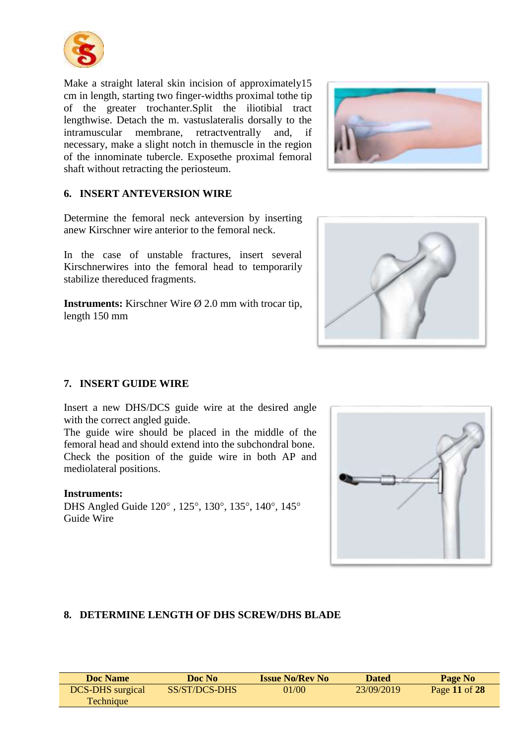Make a straight lateral skin incision of approximately15 cm in length, starting two finger-widths proximal tothe tip of the greater trochanter.Split the iliotibial tract lengthwise. Detach the m. vastuslateralis dorsally to the intramuscular membrane, retractventrally and, if necessary, make a slight notch in themuscle in the region of the innominate tubercle. Exposethe proximal femoral shaft without retracting the periosteum.

## 6. INSERT ANTEVERSION WIRE

Determine the femoral neck anteversion by inserting anew Kirschner wire anterior to the femoral neck.

In the case of unstable fractures, insert several Kirschnerwires into the femoral head to temporarily stabilize thereduced fragments.

**Instruments:** Kirschner Wire Ø 2.0 mm with trocar tip, length 150 mm

## 7. INSERT GUIDE WIRE

Insert a new DHS/DCS guide wire at the desired angle with the correct angled guide.
The guide wire should be placed in the middle of the femoral head and should extend into the subchondral bone.
Check the position of the guide wire in both AP and mediolateral positions.

**Instruments:**
DHS Angled Guide 120° , 125°, 130°, 135°, 140°, 145°
Guide Wire

## 8. DETERMINE LENGTH OF DHS SCREW/DHS BLADE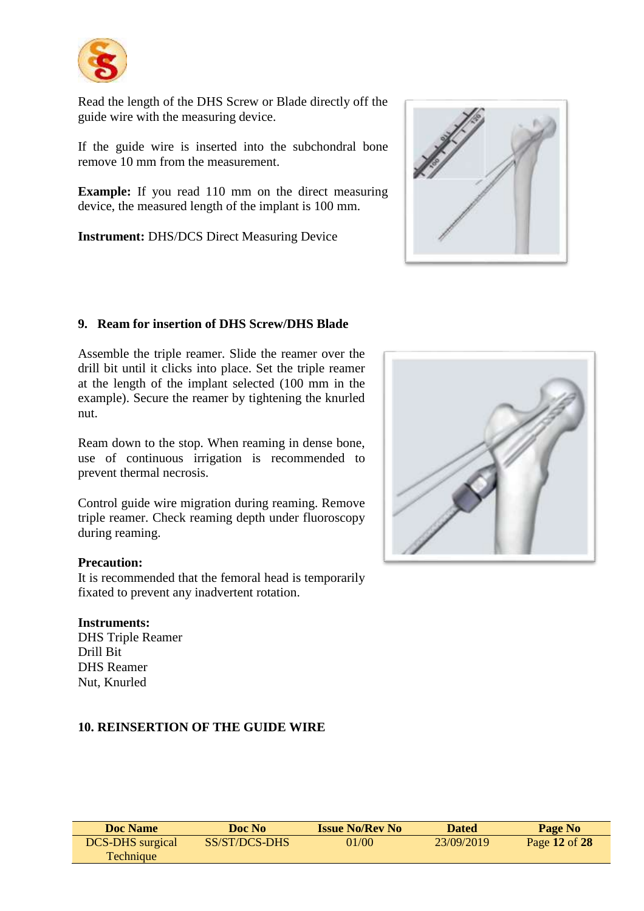Read the length of the DHS Screw or Blade directly off the guide wire with the measuring device.

If the guide wire is inserted into the subchondral bone remove 10 mm from the measurement.

**Example:** If you read 110 mm on the direct measuring device, the measured length of the implant is 100 mm.

**Instrument:** DHS/DCS Direct Measuring Device

## 9. Ream for insertion of DHS Screw/DHS Blade

Assemble the triple reamer. Slide the reamer over the drill bit until it clicks into place. Set the triple reamer at the length of the implant selected (100 mm in the example). Secure the reamer by tightening the knurled nut.

Ream down to the stop. When reaming in dense bone, use of continuous irrigation is recommended to prevent thermal necrosis.

Control guide wire migration during reaming. Remove triple reamer. Check reaming depth under fluoroscopy during reaming.

**Precaution:**
It is recommended that the femoral head is temporarily fixated to prevent any inadvertent rotation.

**Instruments:**
DHS Triple Reamer
Drill Bit
DHS Reamer
Nut, Knurled

## 10. REINSERTION OF THE GUIDE WIRE

| Doc Name | Doc No | Issue No/Rev No | Dated | Page No |
| --- | --- | --- | --- | --- |
| DCS-DHS surgical Technique | SS/ST/DCS-DHS | 01/00 | 23/09/2019 | Page **12** of **28** |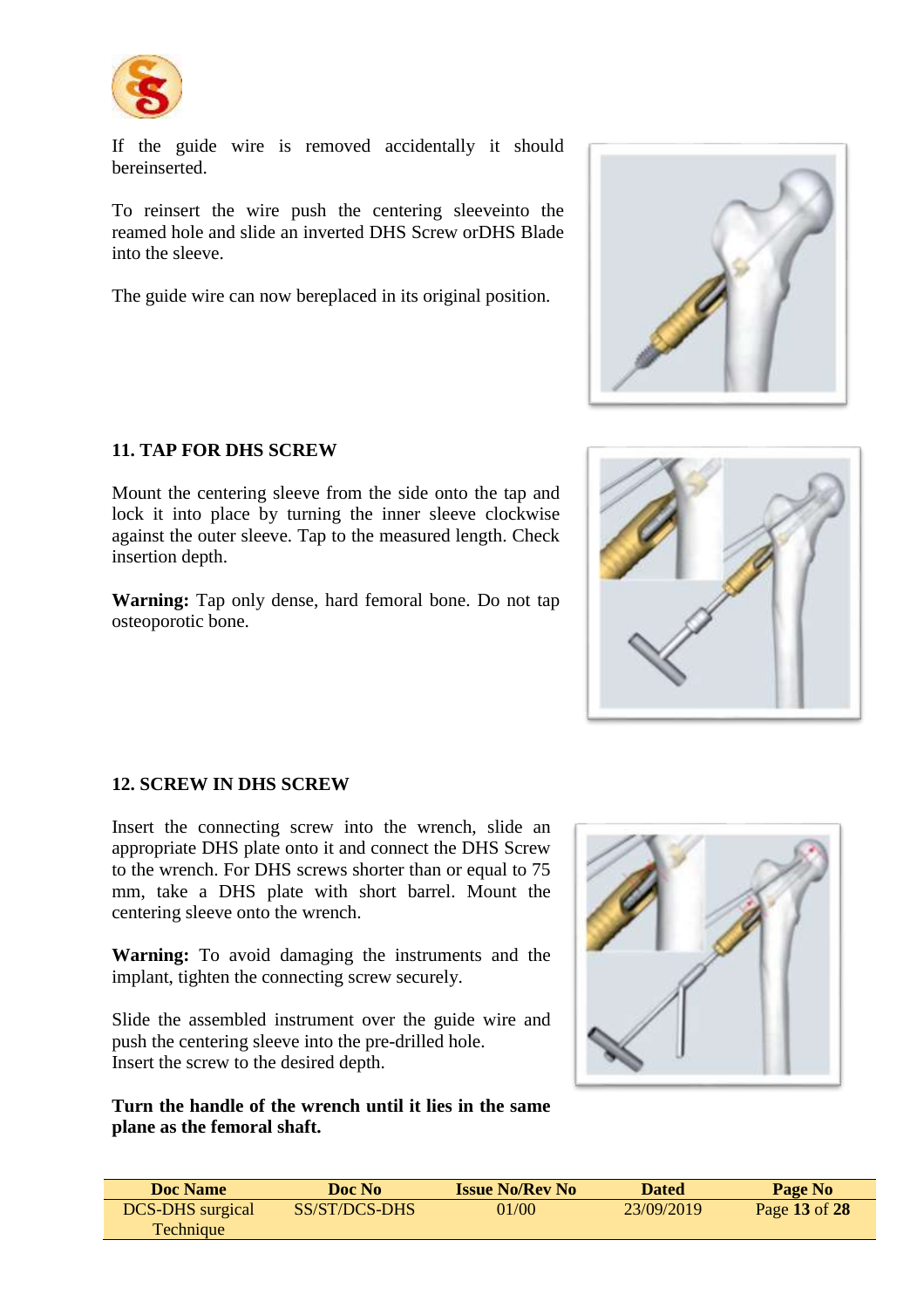If the guide wire is removed accidentally it should bereinserted.

To reinsert the wire push the centering sleeveinto the reamed hole and slide an inverted DHS Screw orDHS Blade into the sleeve.

The guide wire can now bereplaced in its original position.

## 11. TAP FOR DHS SCREW

Mount the centering sleeve from the side onto the tap and lock it into place by turning the inner sleeve clockwise against the outer sleeve. Tap to the measured length. Check insertion depth.

**Warning:** Tap only dense, hard femoral bone. Do not tap osteoporotic bone.

## 12. SCREW IN DHS SCREW

Insert the connecting screw into the wrench, slide an appropriate DHS plate onto it and connect the DHS Screw to the wrench. For DHS screws shorter than or equal to 75 mm, take a DHS plate with short barrel. Mount the centering sleeve onto the wrench.

**Warning:** To avoid damaging the instruments and the implant, tighten the connecting screw securely.

Slide the assembled instrument over the guide wire and push the centering sleeve into the pre-drilled hole.
Insert the screw to the desired depth.

**Turn the handle of the wrench until it lies in the same plane as the femoral shaft.**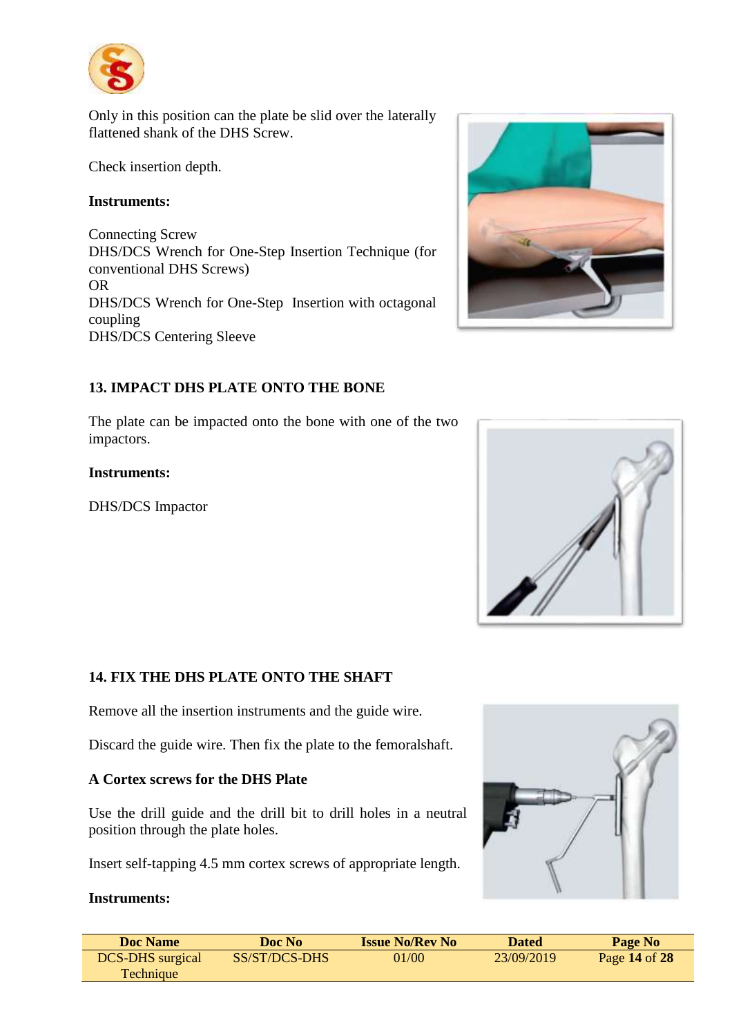Only in this position can the plate be slid over the laterally flattened shank of the DHS Screw.

Check insertion depth.

**Instruments:**

Connecting Screw
DHS/DCS Wrench for One-Step Insertion Technique (for conventional DHS Screws)
OR
DHS/DCS Wrench for One-Step Insertion with octagonal coupling
DHS/DCS Centering Sleeve

### 13. IMPACT DHS PLATE ONTO THE BONE

The plate can be impacted onto the bone with one of the two impactors.

**Instruments:**

DHS/DCS Impactor

### 14. FIX THE DHS PLATE ONTO THE SHAFT

Remove all the insertion instruments and the guide wire.

Discard the guide wire. Then fix the plate to the femoralshaft.

**A Cortex screws for the DHS Plate**

Use the drill guide and the drill bit to drill holes in a neutral position through the plate holes.

Insert self-tapping 4.5 mm cortex screws of appropriate length.

**Instruments:**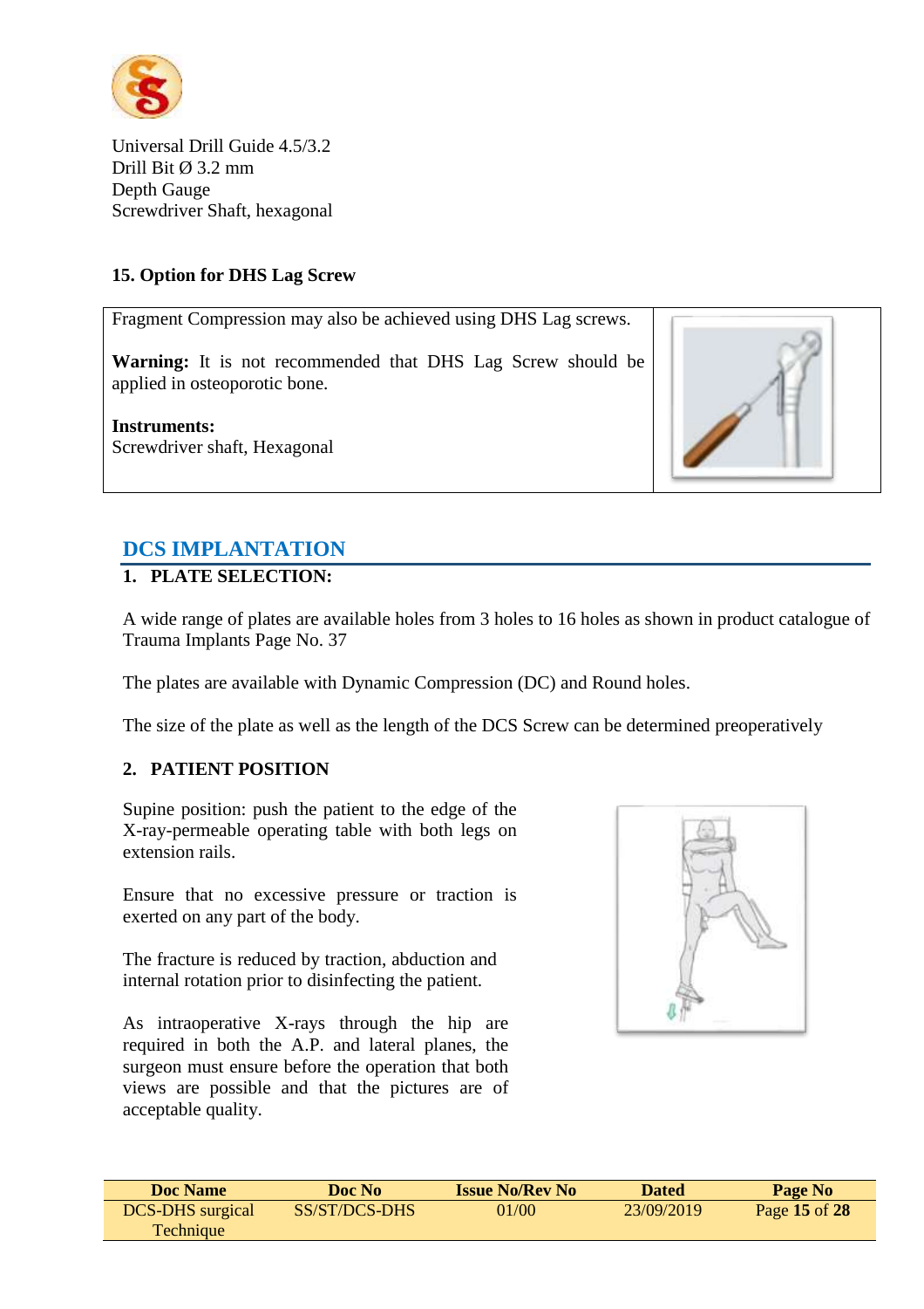Universal Drill Guide 4.5/3.2
Drill Bit Ø 3.2 mm
Depth Gauge
Screwdriver Shaft, hexagonal

**15. Option for DHS Lag Screw**

Fragment Compression may also be achieved using DHS Lag screws.

**Warning:** It is not recommended that DHS Lag Screw should be applied in osteoporotic bone.

**Instruments:**
Screwdriver shaft, Hexagonal

## DCS IMPLANTATION

### 1. PLATE SELECTION:

A wide range of plates are available holes from 3 holes to 16 holes as shown in product catalogue of Trauma Implants Page No. 37

The plates are available with Dynamic Compression (DC) and Round holes.

The size of the plate as well as the length of the DCS Screw can be determined preoperatively

### 2. PATIENT POSITION

Supine position: push the patient to the edge of the X-ray-permeable operating table with both legs on extension rails.

Ensure that no excessive pressure or traction is exerted on any part of the body.

The fracture is reduced by traction, abduction and internal rotation prior to disinfecting the patient.

As intraoperative X-rays through the hip are required in both the A.P. and lateral planes, the surgeon must ensure before the operation that both views are possible and that the pictures are of acceptable quality.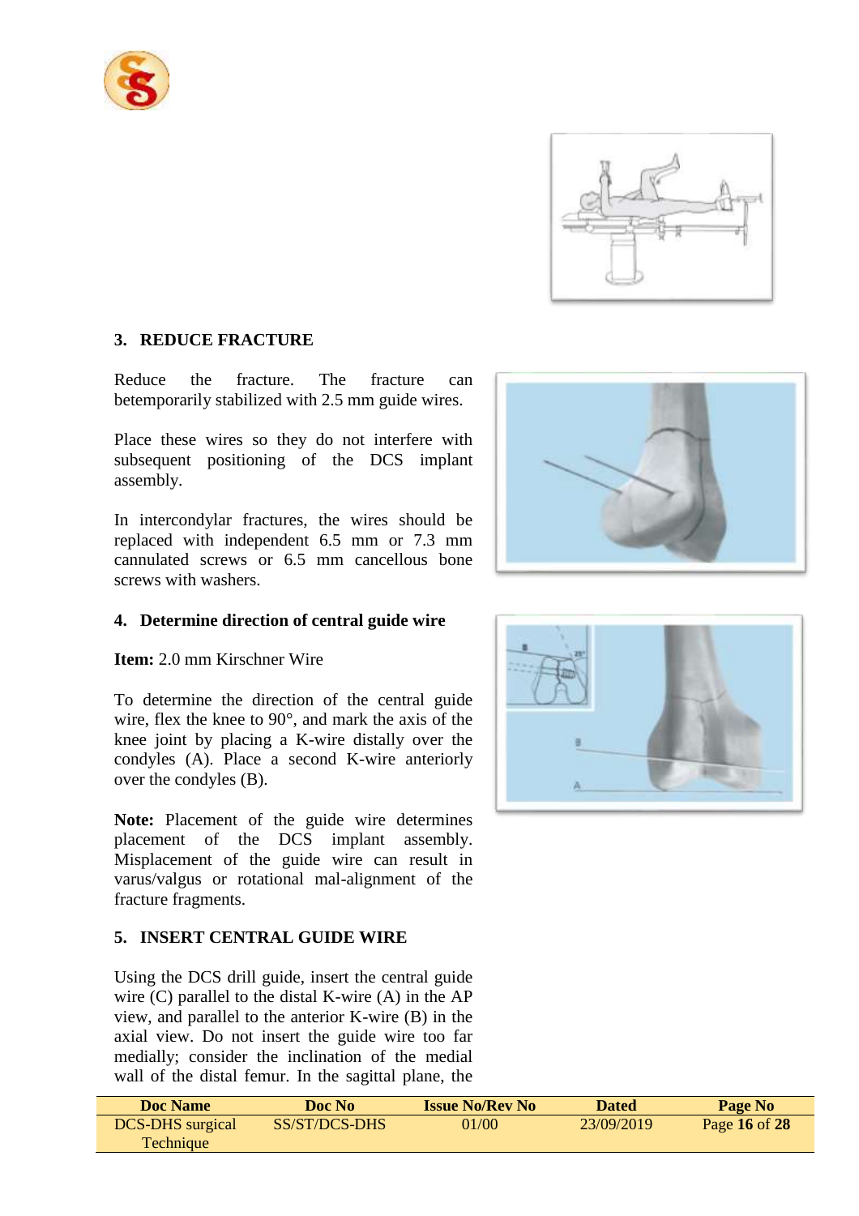### 3. REDUCE FRACTURE

Reduce the fracture. The fracture can betemporarily stabilized with 2.5 mm guide wires.

Place these wires so they do not interfere with subsequent positioning of the DCS implant assembly.

In intercondylar fractures, the wires should be replaced with independent 6.5 mm or 7.3 mm cannulated screws or 6.5 mm cancellous bone screws with washers.

### 4. Determine direction of central guide wire

**Item:** 2.0 mm Kirschner Wire

To determine the direction of the central guide wire, flex the knee to 90°, and mark the axis of the knee joint by placing a K-wire distally over the condyles (A). Place a second K-wire anteriorly over the condyles (B).

**Note:** Placement of the guide wire determines placement of the DCS implant assembly. Misplacement of the guide wire can result in varus/valgus or rotational mal-alignment of the fracture fragments.

### 5. INSERT CENTRAL GUIDE WIRE

Using the DCS drill guide, insert the central guide wire (C) parallel to the distal K-wire (A) in the AP view, and parallel to the anterior K-wire (B) in the axial view. Do not insert the guide wire too far medially; consider the inclination of the medial wall of the distal femur. In the sagittal plane, the

| Doc Name | Doc No | Issue No/Rev No | Dated | Page No |
|---|---|---|---|---|
| DCS-DHS surgical Technique | SS/ST/DCS-DHS | 01/00 | 23/09/2019 | Page **16** of **28** |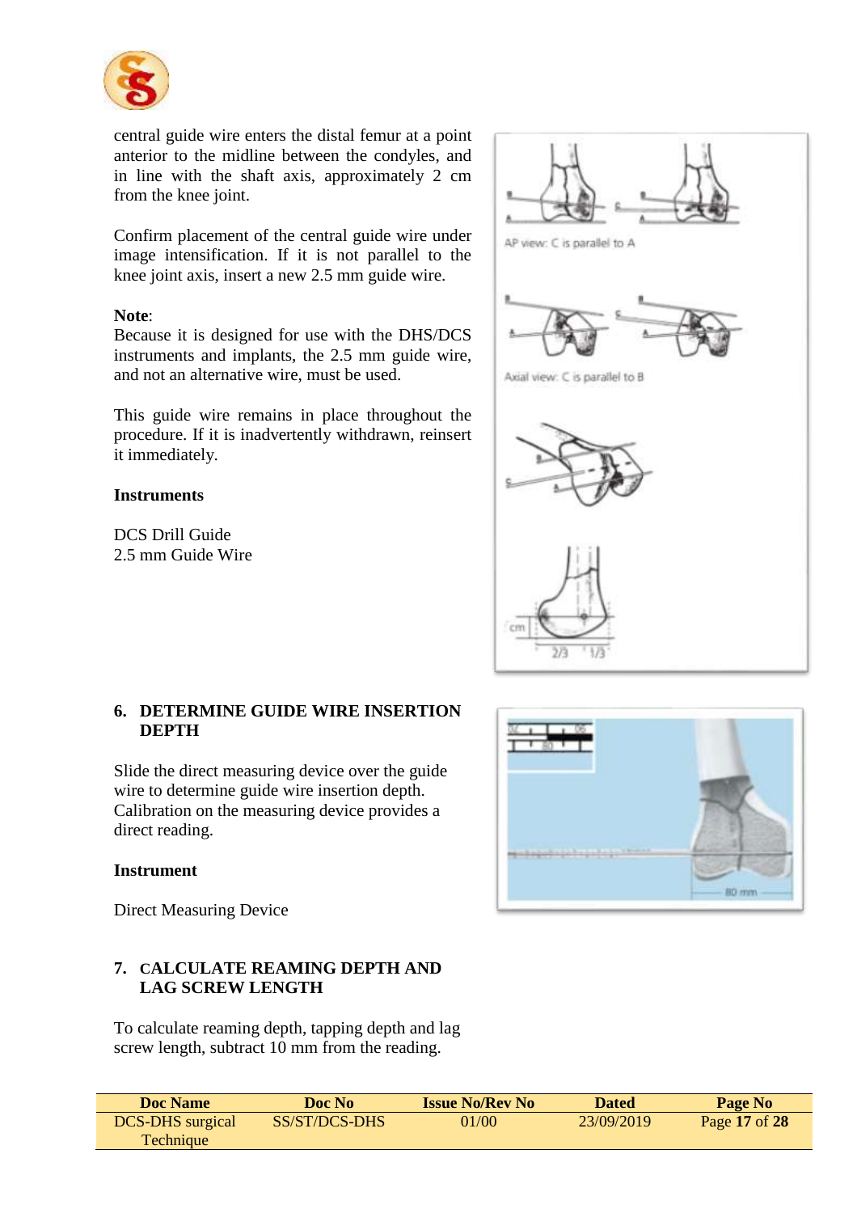central guide wire enters the distal femur at a point anterior to the midline between the condyles, and in line with the shaft axis, approximately 2 cm from the knee joint.

Confirm placement of the central guide wire under image intensification. If it is not parallel to the knee joint axis, insert a new 2.5 mm guide wire.

**Note**:
Because it is designed for use with the DHS/DCS instruments and implants, the 2.5 mm guide wire, and not an alternative wire, must be used.

This guide wire remains in place throughout the procedure. If it is inadvertently withdrawn, reinsert it immediately.

**Instruments**

DCS Drill Guide
2.5 mm Guide Wire

AP view: C is parallel to A

Axial view: C is parallel to B

## 6. DETERMINE GUIDE WIRE INSERTION DEPTH

Slide the direct measuring device over the guide wire to determine guide wire insertion depth. Calibration on the measuring device provides a direct reading.

**Instrument**

Direct Measuring Device

## 7. CALCULATE REAMING DEPTH AND LAG SCREW LENGTH

To calculate reaming depth, tapping depth and lag screw length, subtract 10 mm from the reading.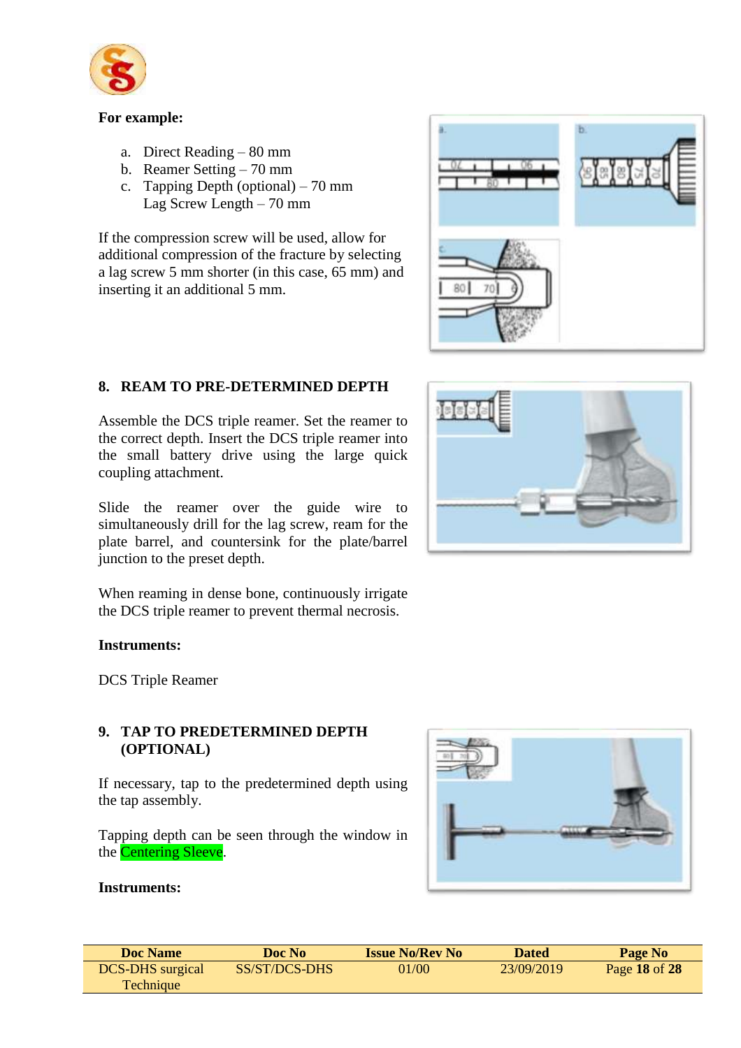**For example:**

a. Direct Reading – 80 mm
b. Reamer Setting – 70 mm
c. Tapping Depth (optional) – 70 mm
   Lag Screw Length – 70 mm

If the compression screw will be used, allow for additional compression of the fracture by selecting a lag screw 5 mm shorter (in this case, 65 mm) and inserting it an additional 5 mm.

## 8. REAM TO PRE-DETERMINED DEPTH

Assemble the DCS triple reamer. Set the reamer to the correct depth. Insert the DCS triple reamer into the small battery drive using the large quick coupling attachment.

Slide the reamer over the guide wire to simultaneously drill for the lag screw, ream for the plate barrel, and countersink for the plate/barrel junction to the preset depth.

When reaming in dense bone, continuously irrigate the DCS triple reamer to prevent thermal necrosis.

**Instruments:**

DCS Triple Reamer

## 9. TAP TO PREDETERMINED DEPTH (OPTIONAL)

If necessary, tap to the predetermined depth using the tap assembly.

Tapping depth can be seen through the window in the Centering Sleeve.

**Instruments:**

| Doc Name | Doc No | Issue No/Rev No | Dated | Page No |
|---|---|---|---|---|
| DCS-DHS surgical Technique | SS/ST/DCS-DHS | 01/00 | 23/09/2019 | Page **18** of **28** |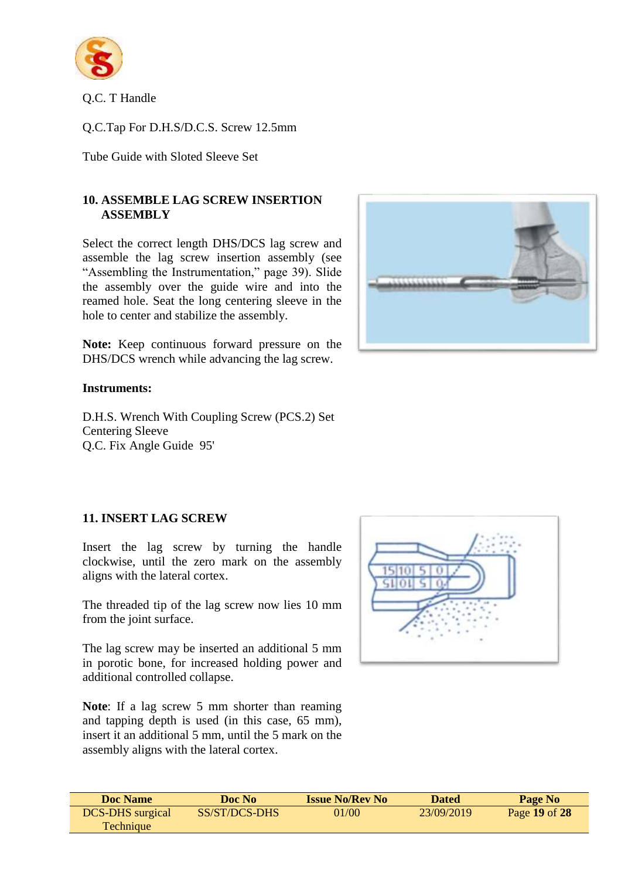Q.C. T Handle

Q.C.Tap For D.H.S/D.C.S. Screw 12.5mm

Tube Guide with Sloted Sleeve Set

## 10. ASSEMBLE LAG SCREW INSERTION ASSEMBLY

Select the correct length DHS/DCS lag screw and assemble the lag screw insertion assembly (see "Assembling the Instrumentation," page 39). Slide the assembly over the guide wire and into the reamed hole. Seat the long centering sleeve in the hole to center and stabilize the assembly.

**Note:** Keep continuous forward pressure on the DHS/DCS wrench while advancing the lag screw.

**Instruments:**

D.H.S. Wrench With Coupling Screw (PCS.2) Set
Centering Sleeve
Q.C. Fix Angle Guide 95'

## 11. INSERT LAG SCREW

Insert the lag screw by turning the handle clockwise, until the zero mark on the assembly aligns with the lateral cortex.

The threaded tip of the lag screw now lies 10 mm from the joint surface.

The lag screw may be inserted an additional 5 mm in porotic bone, for increased holding power and additional controlled collapse.

**Note**: If a lag screw 5 mm shorter than reaming and tapping depth is used (in this case, 65 mm), insert it an additional 5 mm, until the 5 mark on the assembly aligns with the lateral cortex.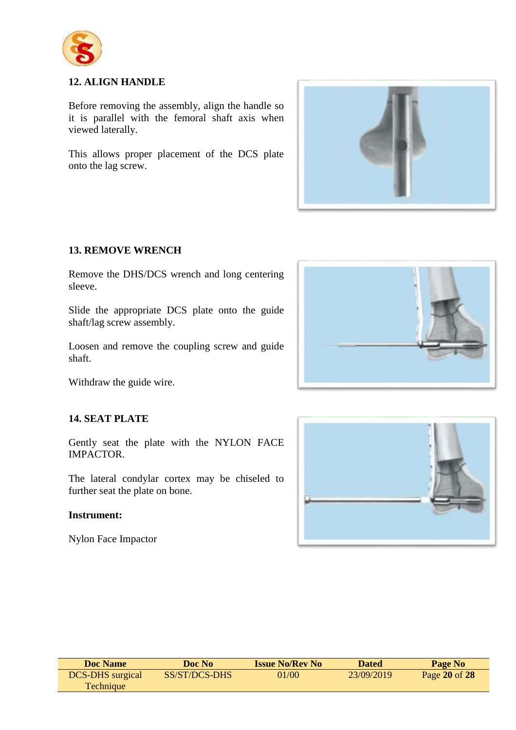## 12. ALIGN HANDLE

Before removing the assembly, align the handle so it is parallel with the femoral shaft axis when viewed laterally.

This allows proper placement of the DCS plate onto the lag screw.

## 13. REMOVE WRENCH

Remove the DHS/DCS wrench and long centering sleeve.

Slide the appropriate DCS plate onto the guide shaft/lag screw assembly.

Loosen and remove the coupling screw and guide shaft.

Withdraw the guide wire.

## 14. SEAT PLATE

Gently seat the plate with the NYLON FACE IMPACTOR.

The lateral condylar cortex may be chiseled to further seat the plate on bone.

**Instrument:**

Nylon Face Impactor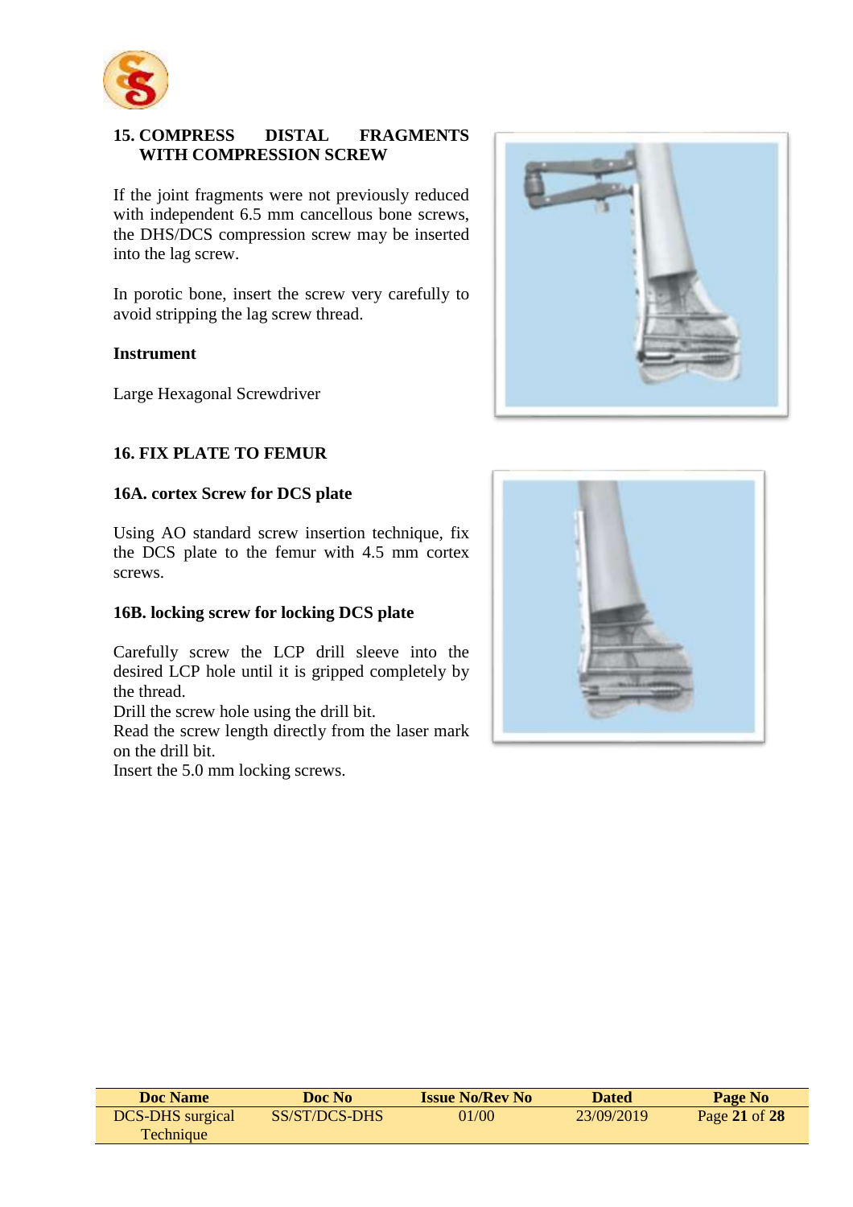## 15. COMPRESS DISTAL FRAGMENTS WITH COMPRESSION SCREW

If the joint fragments were not previously reduced with independent 6.5 mm cancellous bone screws, the DHS/DCS compression screw may be inserted into the lag screw.

In porotic bone, insert the screw very carefully to avoid stripping the lag screw thread.

**Instrument**

Large Hexagonal Screwdriver

## 16. FIX PLATE TO FEMUR

### 16A. cortex Screw for DCS plate

Using AO standard screw insertion technique, fix the DCS plate to the femur with 4.5 mm cortex screws.

### 16B. locking screw for locking DCS plate

Carefully screw the LCP drill sleeve into the desired LCP hole until it is gripped completely by the thread.
Drill the screw hole using the drill bit.
Read the screw length directly from the laser mark on the drill bit.
Insert the 5.0 mm locking screws.

| Doc Name | Doc No | Issue No/Rev No | Dated | Page No |
|---|---|---|---|---|
| DCS-DHS surgical Technique | SS/ST/DCS-DHS | 01/00 | 23/09/2019 | Page **21** of **28** |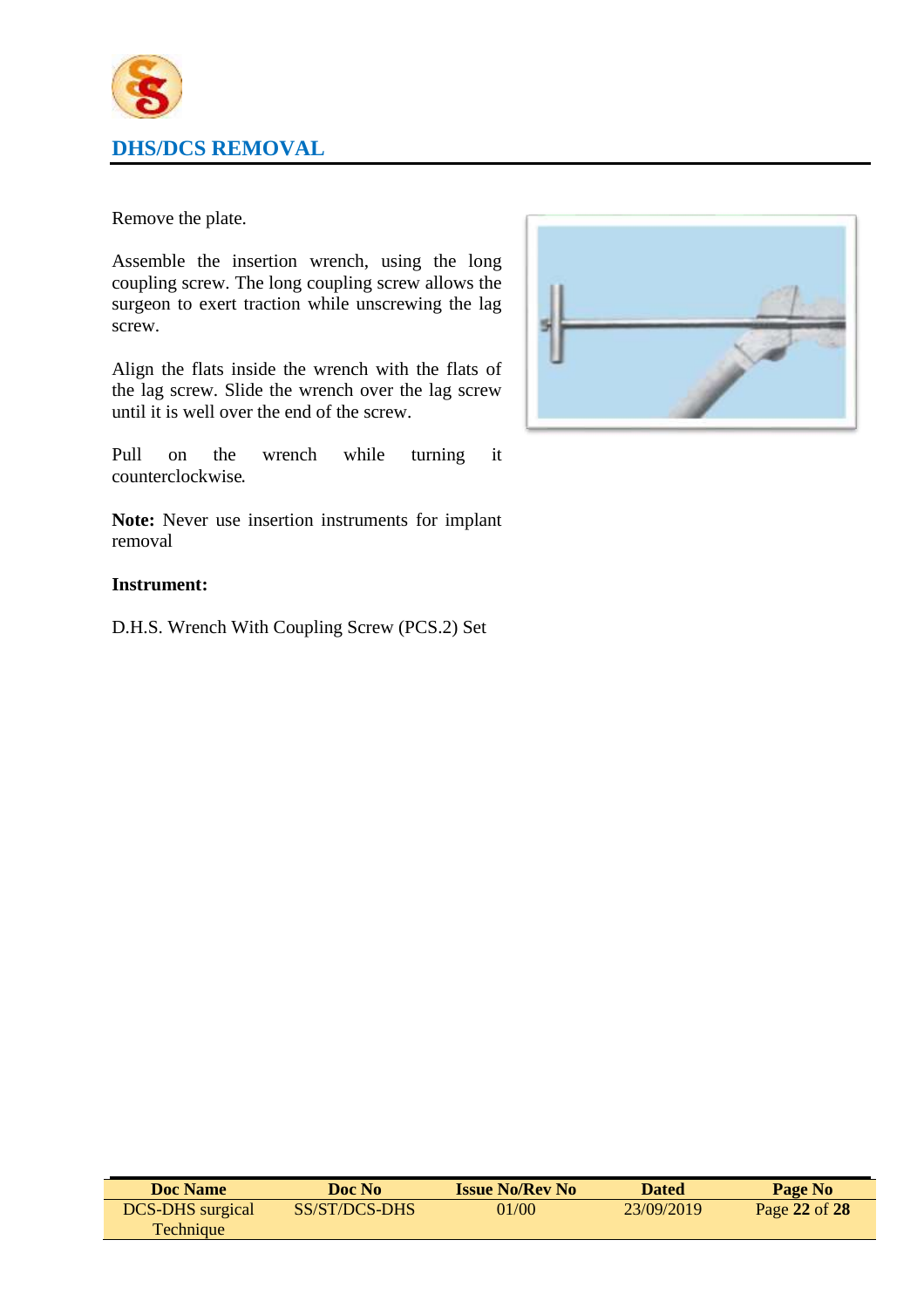## DHS/DCS REMOVAL

Remove the plate.

Assemble the insertion wrench, using the long coupling screw. The long coupling screw allows the surgeon to exert traction while unscrewing the lag screw.

Align the flats inside the wrench with the flats of the lag screw. Slide the wrench over the lag screw until it is well over the end of the screw.

Pull on the wrench while turning it counterclockwise.

**Note:** Never use insertion instruments for implant removal

**Instrument:**

D.H.S. Wrench With Coupling Screw (PCS.2) Set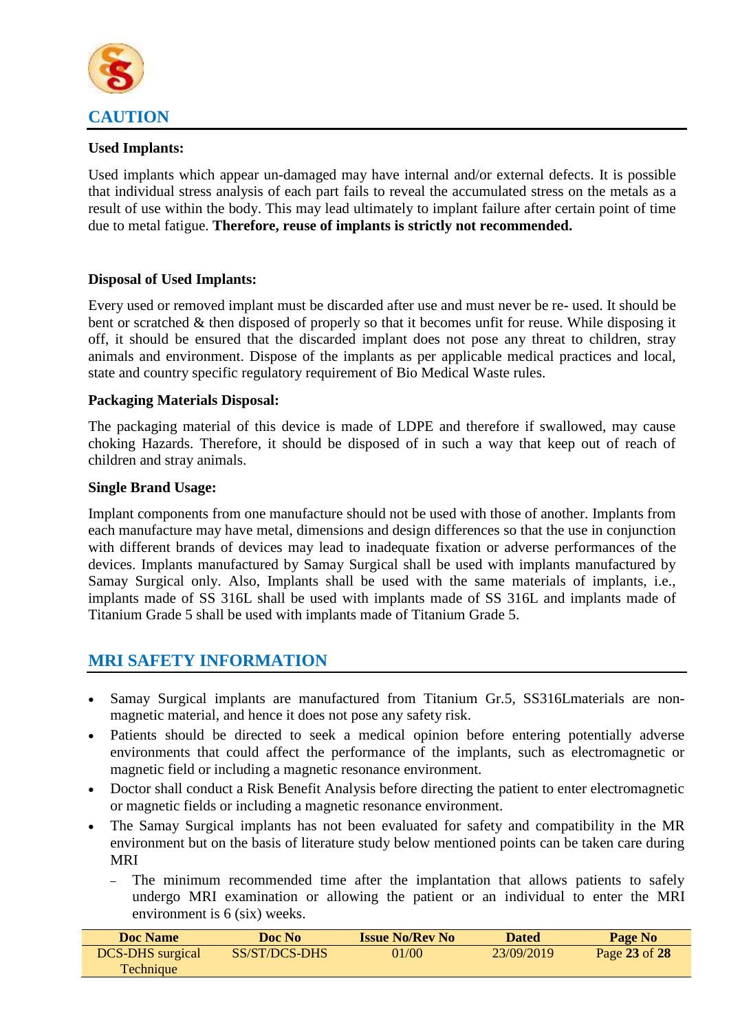## CAUTION

**Used Implants:**

Used implants which appear un-damaged may have internal and/or external defects. It is possible that individual stress analysis of each part fails to reveal the accumulated stress on the metals as a result of use within the body. This may lead ultimately to implant failure after certain point of time due to metal fatigue. **Therefore, reuse of implants is strictly not recommended.**

**Disposal of Used Implants:**

Every used or removed implant must be discarded after use and must never be re- used. It should be bent or scratched & then disposed of properly so that it becomes unfit for reuse. While disposing it off, it should be ensured that the discarded implant does not pose any threat to children, stray animals and environment. Dispose of the implants as per applicable medical practices and local, state and country specific regulatory requirement of Bio Medical Waste rules.

**Packaging Materials Disposal:**

The packaging material of this device is made of LDPE and therefore if swallowed, may cause choking Hazards. Therefore, it should be disposed of in such a way that keep out of reach of children and stray animals.

**Single Brand Usage:**

Implant components from one manufacture should not be used with those of another. Implants from each manufacture may have metal, dimensions and design differences so that the use in conjunction with different brands of devices may lead to inadequate fixation or adverse performances of the devices. Implants manufactured by Samay Surgical shall be used with implants manufactured by Samay Surgical only. Also, Implants shall be used with the same materials of implants, i.e., implants made of SS 316L shall be used with implants made of SS 316L and implants made of Titanium Grade 5 shall be used with implants made of Titanium Grade 5.

## MRI SAFETY INFORMATION

- Samay Surgical implants are manufactured from Titanium Gr.5, SS316Lmaterials are non-magnetic material, and hence it does not pose any safety risk.
- Patients should be directed to seek a medical opinion before entering potentially adverse environments that could affect the performance of the implants, such as electromagnetic or magnetic field or including a magnetic resonance environment.
- Doctor shall conduct a Risk Benefit Analysis before directing the patient to enter electromagnetic or magnetic fields or including a magnetic resonance environment.
- The Samay Surgical implants has not been evaluated for safety and compatibility in the MR environment but on the basis of literature study below mentioned points can be taken care during MRI
  - The minimum recommended time after the implantation that allows patients to safely undergo MRI examination or allowing the patient or an individual to enter the MRI environment is 6 (six) weeks.

| Doc Name | Doc No | Issue No/Rev No | Dated | Page No |
|---|---|---|---|---|
| DCS-DHS surgical Technique | SS/ST/DCS-DHS | 01/00 | 23/09/2019 | Page **23** of **28** |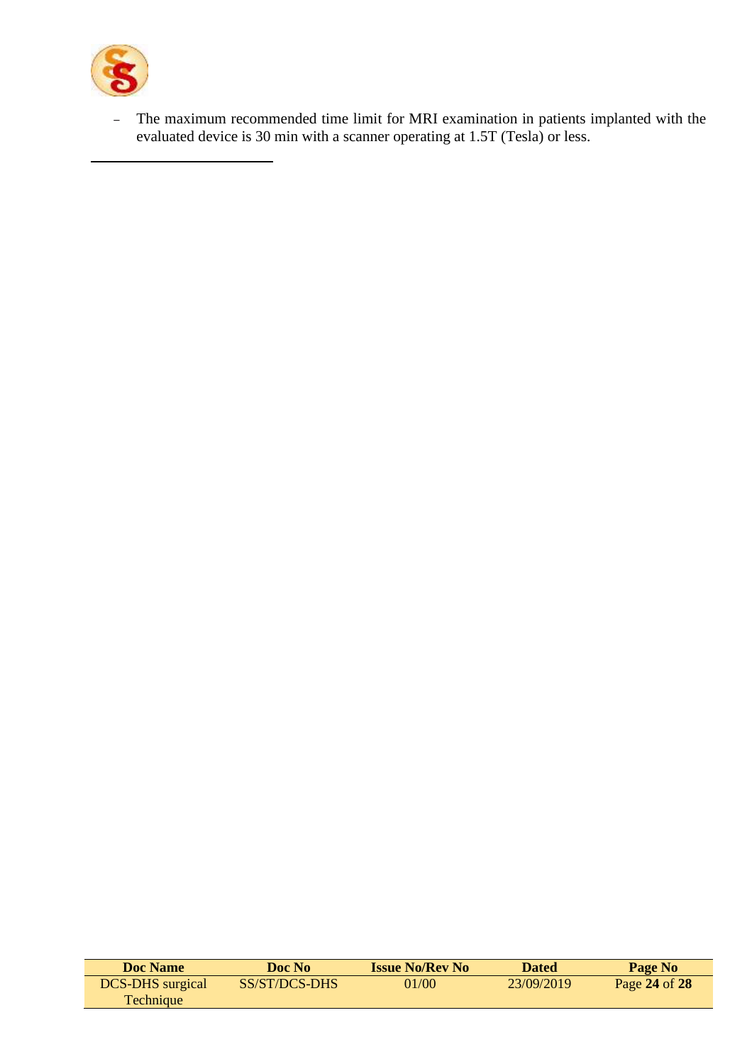- The maximum recommended time limit for MRI examination in patients implanted with the evaluated device is 30 min with a scanner operating at 1.5T (Tesla) or less.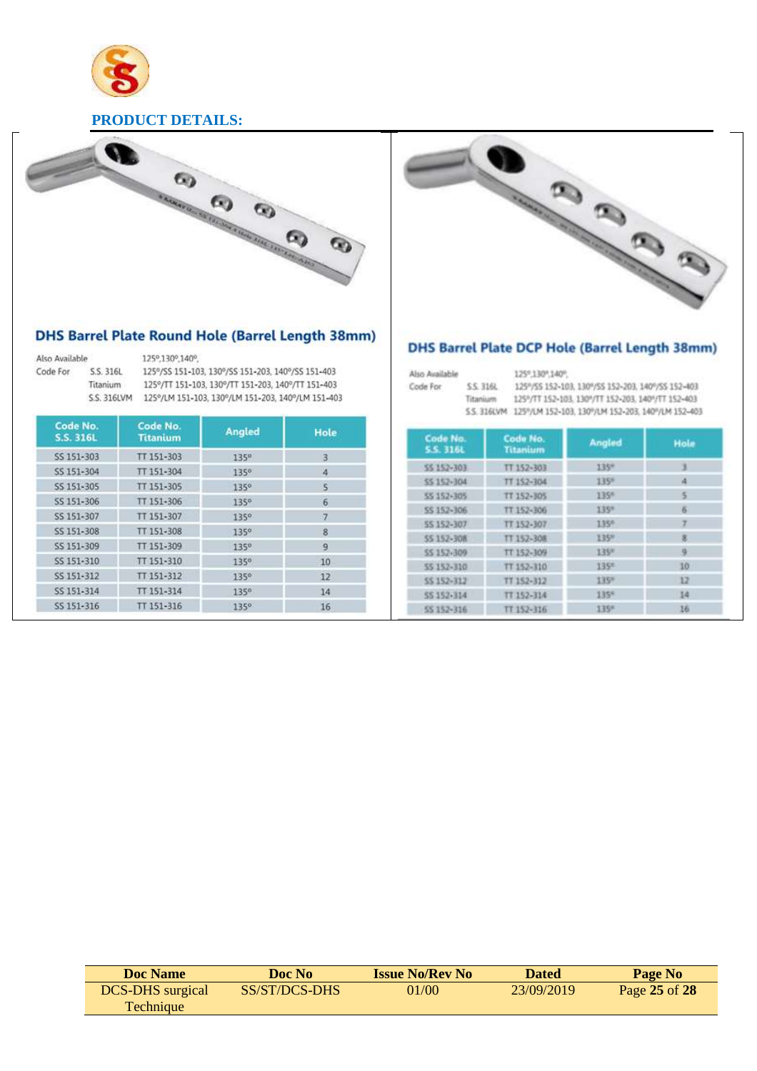## PRODUCT DETAILS:

### DHS Barrel Plate Round Hole (Barrel Length 38mm)

Also Available 125°,130°,140°,

Code For S.S. 316L 125°/SS 151-103, 130°/SS 151-203, 140°/SS 151-403

Titanium 125°/TT 151-103, 130°/TT 151-203, 140°/TT 151-403

S.S. 316LVM 125°/LM 151-103, 130°/LM 151-203, 140°/LM 151-403

| Code No. S.S. 316L | Code No. Titanium | Angled | Hole |
|---|---|---|---|
| SS 151-303 | TT 151-303 | 135° | 3 |
| SS 151-304 | TT 151-304 | 135° | 4 |
| SS 151-305 | TT 151-305 | 135° | 5 |
| SS 151-306 | TT 151-306 | 135° | 6 |
| SS 151-307 | TT 151-307 | 135° | 7 |
| SS 151-308 | TT 151-308 | 135° | 8 |
| SS 151-309 | TT 151-309 | 135° | 9 |
| SS 151-310 | TT 151-310 | 135° | 10 |
| SS 151-312 | TT 151-312 | 135° | 12 |
| SS 151-314 | TT 151-314 | 135° | 14 |
| SS 151-316 | TT 151-316 | 135° | 16 |

### DHS Barrel Plate DCP Hole (Barrel Length 38mm)

Also Available 125°,130°,140°,

Code For S.S. 316L 125°/SS 152-103, 130°/SS 152-203, 140°/SS 152-403

Titanium 125°/TT 152-103, 130°/TT 152-203, 140°/TT 152-403

S.S. 316LVM 125°/LM 152-103, 130°/LM 152-203, 140°/LM 152-403

| Code No. S.S. 316L | Code No. Titanium | Angled | Hole |
|---|---|---|---|
| SS 152-303 | TT 152-303 | 135° | 3 |
| SS 152-304 | TT 152-304 | 135° | 4 |
| SS 152-305 | TT 152-305 | 135° | 5 |
| SS 152-306 | TT 152-306 | 135° | 6 |
| SS 152-307 | TT 152-307 | 135° | 7 |
| SS 152-308 | TT 152-308 | 135° | 8 |
| SS 152-309 | TT 152-309 | 135° | 9 |
| SS 152-310 | TT 152-310 | 135° | 10 |
| SS 152-312 | TT 152-312 | 135° | 12 |
| SS 152-314 | TT 152-314 | 135° | 14 |
| SS 152-316 | TT 152-316 | 135° | 16 |

| Doc Name | Doc No | Issue No/Rev No | Dated | Page No |
|---|---|---|---|---|
| DCS-DHS surgical Technique | SS/ST/DCS-DHS | 01/00 | 23/09/2019 | Page **25** of **28** |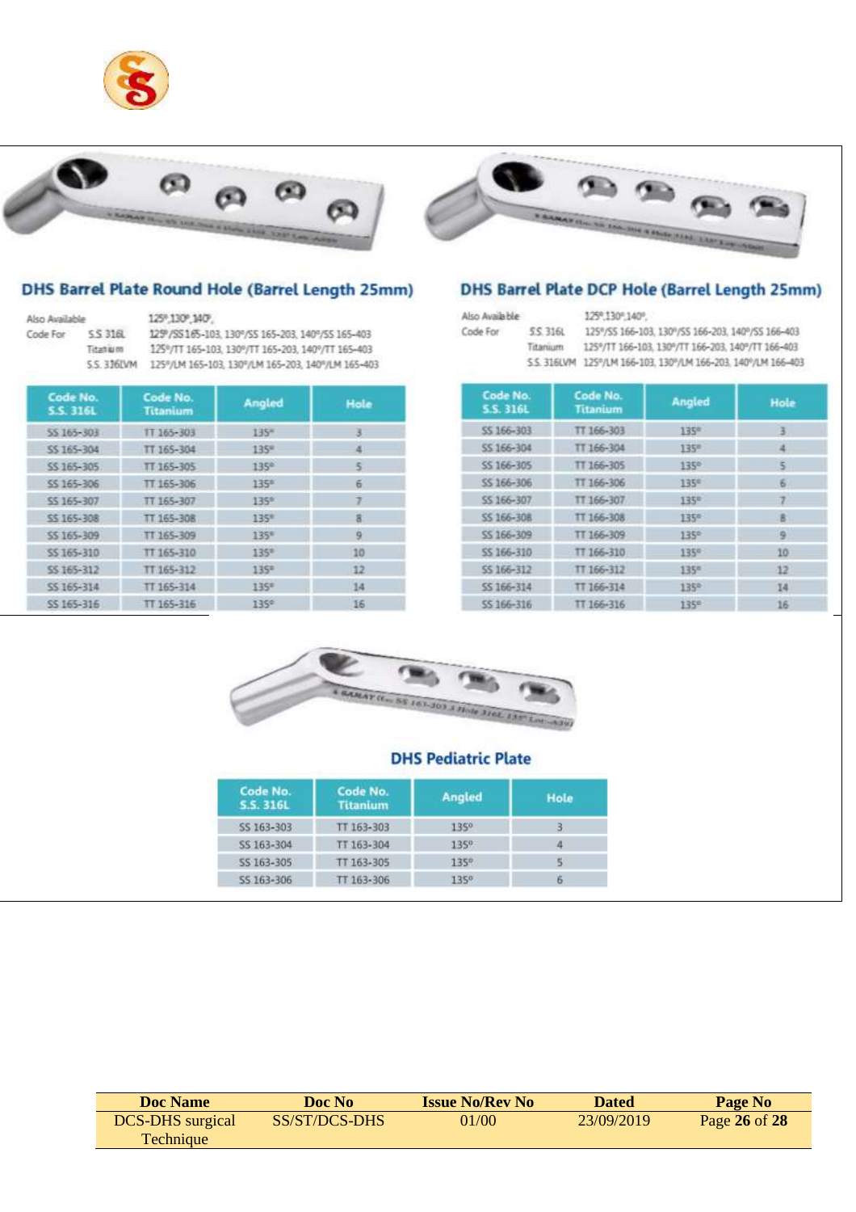## DHS Barrel Plate Round Hole (Barrel Length 25mm)

Also Available 125°,130°,140°,

Code For S.S 316L 125°/SS 165-103, 130°/SS 165-203, 140°/SS 165-403

Titanium 125°/TT 165-103, 130°/TT 165-203, 140°/TT 165-403

S.S. 316LVM 125°/LM 165-103, 130°/LM 165-203, 140°/LM 165-403

| Code No. S.S. 316L | Code No. Titanium | Angled | Hole |
|---|---|---|---|
| SS 165-303 | TT 165-303 | 135° | 3 |
| SS 165-304 | TT 165-304 | 135° | 4 |
| SS 165-305 | TT 165-305 | 135° | 5 |
| SS 165-306 | TT 165-306 | 135° | 6 |
| SS 165-307 | TT 165-307 | 135° | 7 |
| SS 165-308 | TT 165-308 | 135° | 8 |
| SS 165-309 | TT 165-309 | 135° | 9 |
| SS 165-310 | TT 165-310 | 135° | 10 |
| SS 165-312 | TT 165-312 | 135° | 12 |
| SS 165-314 | TT 165-314 | 135° | 14 |
| SS 165-316 | TT 165-316 | 135° | 16 |

## DHS Barrel Plate DCP Hole (Barrel Length 25mm)

Also Available 125°,130°,140°,

Code For S.S 316L 125°/SS 166-103, 130°/SS 166-203, 140°/SS 166-403

Titanium 125°/TT 166-103, 130°/TT 166-203, 140°/TT 166-403

S.S. 316LVM 125°/LM 166-103, 130°/LM 166-203, 140°/LM 166-403

| Code No. S.S. 316L | Code No. Titanium | Angled | Hole |
|---|---|---|---|
| SS 166-303 | TT 166-303 | 135° | 3 |
| SS 166-304 | TT 166-304 | 135° | 4 |
| SS 166-305 | TT 166-305 | 135° | 5 |
| SS 166-306 | TT 166-306 | 135° | 6 |
| SS 166-307 | TT 166-307 | 135° | 7 |
| SS 166-308 | TT 166-308 | 135° | 8 |
| SS 166-309 | TT 166-309 | 135° | 9 |
| SS 166-310 | TT 166-310 | 135° | 10 |
| SS 166-312 | TT 166-312 | 135° | 12 |
| SS 166-314 | TT 166-314 | 135° | 14 |
| SS 166-316 | TT 166-316 | 135° | 16 |

## DHS Pediatric Plate

| Code No. S.S. 316L | Code No. Titanium | Angled | Hole |
|---|---|---|---|
| SS 163-303 | TT 163-303 | 135° | 3 |
| SS 163-304 | TT 163-304 | 135° | 4 |
| SS 163-305 | TT 163-305 | 135° | 5 |
| SS 163-306 | TT 163-306 | 135° | 6 |

| Doc Name | Doc No | Issue No/Rev No | Dated | Page No |
|---|---|---|---|---|
| DCS-DHS surgical Technique | SS/ST/DCS-DHS | 01/00 | 23/09/2019 | Page **26** of **28** |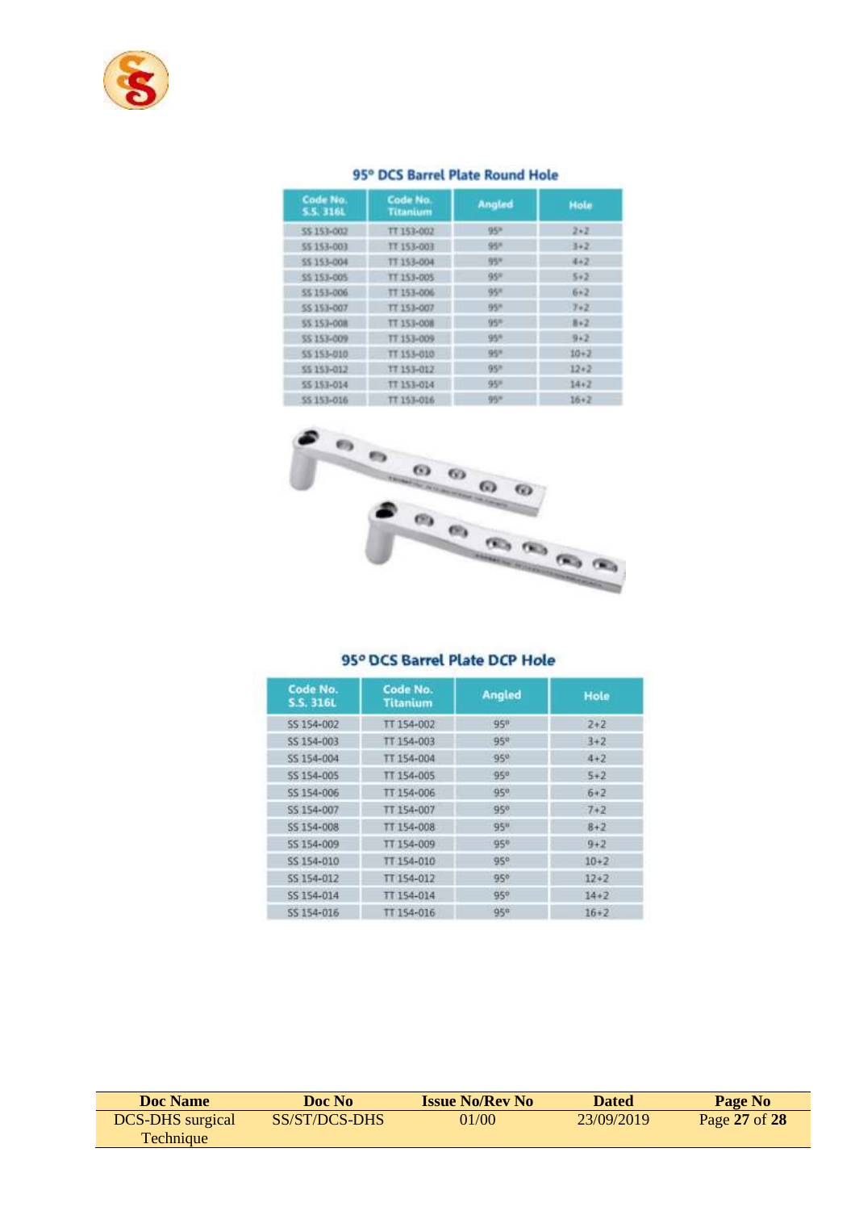## 95° DCS Barrel Plate Round Hole

| Code No. S.S. 316L | Code No. Titanium | Angled | Hole |
|---|---|---|---|
| SS 153-002 | TT 153-002 | 95° | 2+2 |
| SS 153-003 | TT 153-003 | 95° | 3+2 |
| SS 153-004 | TT 153-004 | 95° | 4+2 |
| SS 153-005 | TT 153-005 | 95° | 5+2 |
| SS 153-006 | TT 153-006 | 95° | 6+2 |
| SS 153-007 | TT 153-007 | 95° | 7+2 |
| SS 153-008 | TT 153-008 | 95° | 8+2 |
| SS 153-009 | TT 153-009 | 95° | 9+2 |
| SS 153-010 | TT 153-010 | 95° | 10+2 |
| SS 153-012 | TT 153-012 | 95° | 12+2 |
| SS 153-014 | TT 153-014 | 95° | 14+2 |
| SS 153-016 | TT 153-016 | 95° | 16+2 |

## 95° DCS Barrel Plate DCP Hole

| Code No. S.S. 316L | Code No. Titanium | Angled | Hole |
|---|---|---|---|
| SS 154-002 | TT 154-002 | 95° | 2+2 |
| SS 154-003 | TT 154-003 | 95° | 3+2 |
| SS 154-004 | TT 154-004 | 95° | 4+2 |
| SS 154-005 | TT 154-005 | 95° | 5+2 |
| SS 154-006 | TT 154-006 | 95° | 6+2 |
| SS 154-007 | TT 154-007 | 95° | 7+2 |
| SS 154-008 | TT 154-008 | 95° | 8+2 |
| SS 154-009 | TT 154-009 | 95° | 9+2 |
| SS 154-010 | TT 154-010 | 95° | 10+2 |
| SS 154-012 | TT 154-012 | 95° | 12+2 |
| SS 154-014 | TT 154-014 | 95° | 14+2 |
| SS 154-016 | TT 154-016 | 95° | 16+2 |

| Doc Name | Doc No | Issue No/Rev No | Dated | Page No |
|---|---|---|---|---|
| DCS-DHS surgical Technique | SS/ST/DCS-DHS | 01/00 | 23/09/2019 | Page **27** of **28** |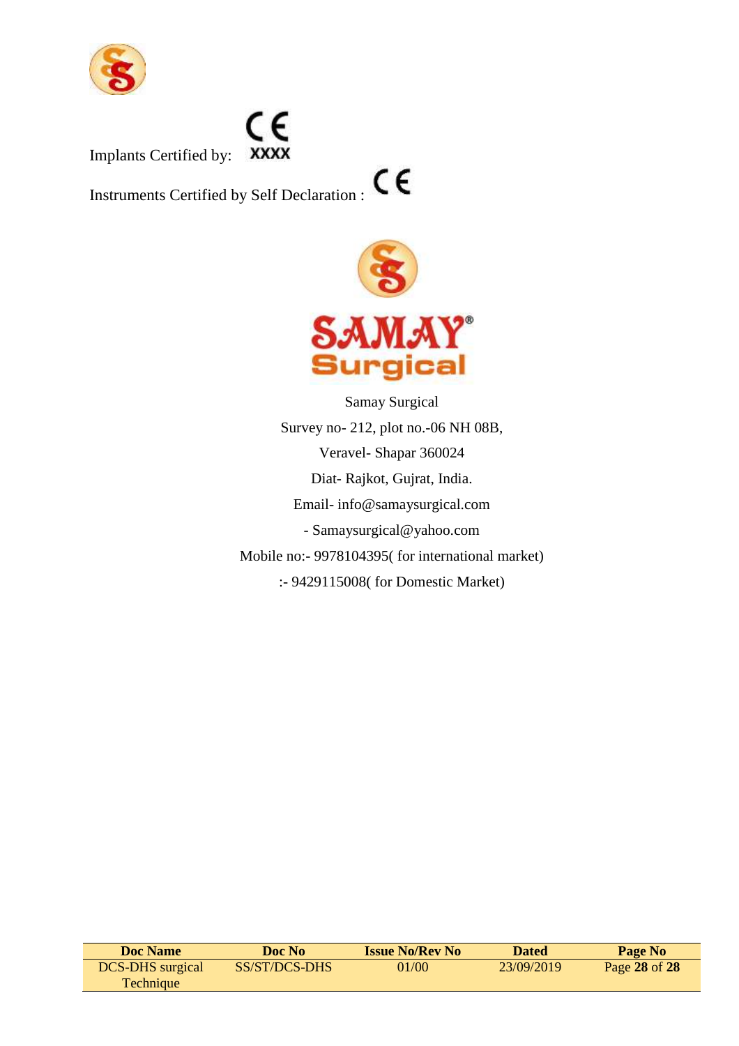Implants Certified by: CE XXXX

Instruments Certified by Self Declaration : CE

SAMAY® Surgical

Samay Surgical

Survey no- 212, plot no.-06 NH 08B,

Veravel- Shapar 360024

Diat- Rajkot, Gujrat, India.

Email- info@samaysurgical.com

- Samaysurgical@yahoo.com

Mobile no:- 9978104395( for international market)

:- 9429115008( for Domestic Market)